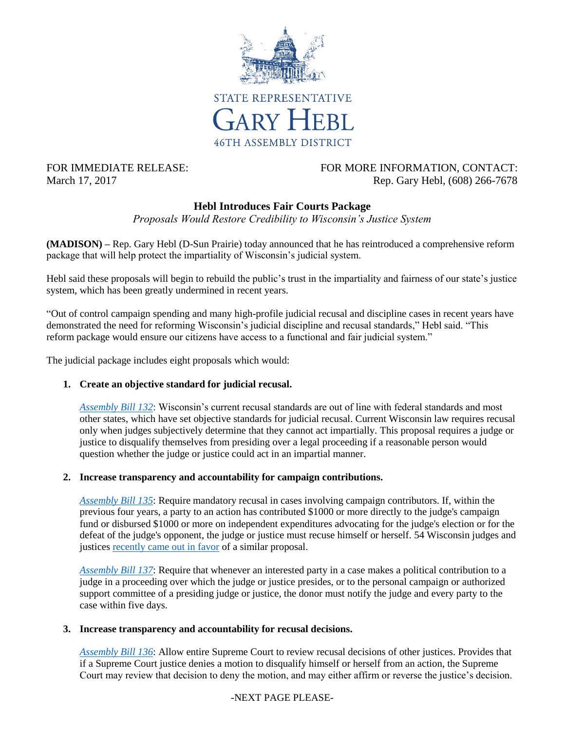STATE REPRESENTATIVE

# GARY HEBL

46TH ASSEMBLY DISTRICT

FOR IMMEDIATE RELEASE:
March 17, 2017

FOR MORE INFORMATION, CONTACT:
Rep. Gary Hebl, (608) 266-7678

## Hebl Introduces Fair Courts Package

*Proposals Would Restore Credibility to Wisconsin's Justice System*

**(MADISON)** – Rep. Gary Hebl (D-Sun Prairie) today announced that he has reintroduced a comprehensive reform package that will help protect the impartiality of Wisconsin's judicial system.

Hebl said these proposals will begin to rebuild the public's trust in the impartiality and fairness of our state's justice system, which has been greatly undermined in recent years.

"Out of control campaign spending and many high-profile judicial recusal and discipline cases in recent years have demonstrated the need for reforming Wisconsin's judicial discipline and recusal standards," Hebl said. "This reform package would ensure our citizens have access to a functional and fair judicial system."

The judicial package includes eight proposals which would:

1. **Create an objective standard for judicial recusal.**

   *Assembly Bill 132*: Wisconsin's current recusal standards are out of line with federal standards and most other states, which have set objective standards for judicial recusal. Current Wisconsin law requires recusal only when judges subjectively determine that they cannot act impartially. This proposal requires a judge or justice to disqualify themselves from presiding over a legal proceeding if a reasonable person would question whether the judge or justice could act in an impartial manner.

2. **Increase transparency and accountability for campaign contributions.**

   *Assembly Bill 135*: Require mandatory recusal in cases involving campaign contributors. If, within the previous four years, a party to an action has contributed $1000 or more directly to the judge's campaign fund or disbursed $1000 or more on independent expenditures advocating for the judge's election or for the defeat of the judge's opponent, the judge or justice must recuse himself or herself. 54 Wisconsin judges and justices recently came out in favor of a similar proposal.

   *Assembly Bill 137*: Require that whenever an interested party in a case makes a political contribution to a judge in a proceeding over which the judge or justice presides, or to the personal campaign or authorized support committee of a presiding judge or justice, the donor must notify the judge and every party to the case within five days.

3. **Increase transparency and accountability for recusal decisions.**

   *Assembly Bill 136*: Allow entire Supreme Court to review recusal decisions of other justices. Provides that if a Supreme Court justice denies a motion to disqualify himself or herself from an action, the Supreme Court may review that decision to deny the motion, and may either affirm or reverse the justice's decision.

-NEXT PAGE PLEASE-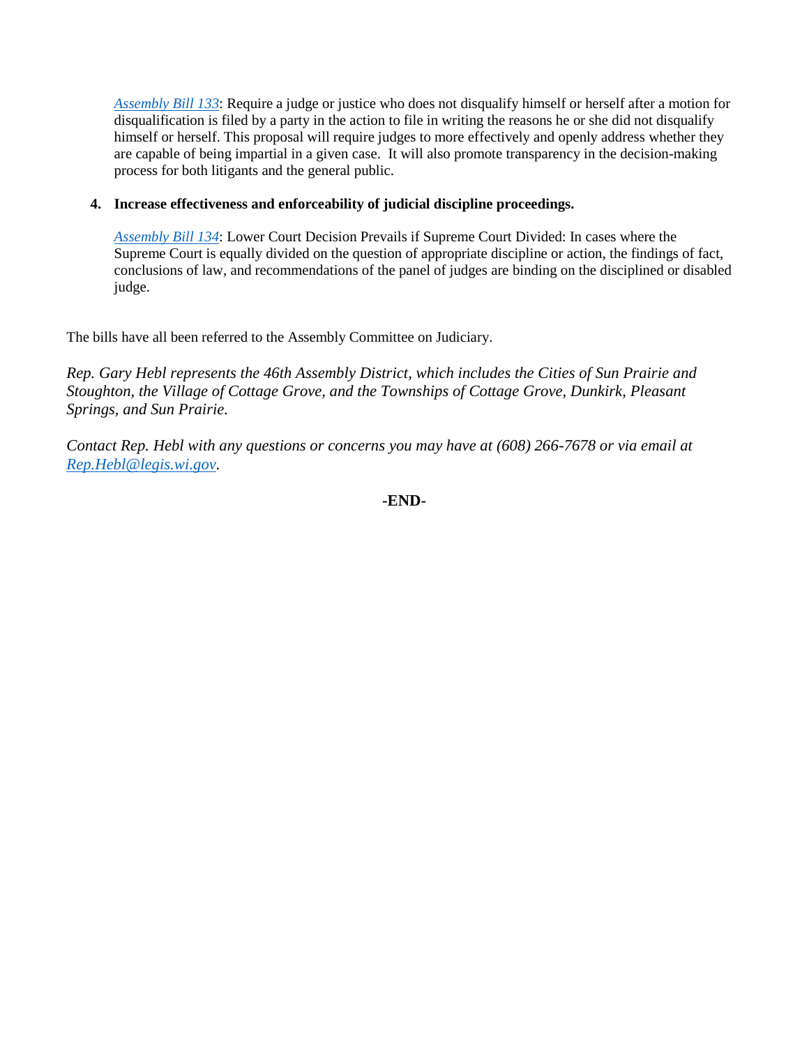[Assembly Bill 133](#): Require a judge or justice who does not disqualify himself or herself after a motion for disqualification is filed by a party in the action to file in writing the reasons he or she did not disqualify himself or herself. This proposal will require judges to more effectively and openly address whether they are capable of being impartial in a given case. It will also promote transparency in the decision-making process for both litigants and the general public.

4. **Increase effectiveness and enforceability of judicial discipline proceedings.**

   [Assembly Bill 134](#): Lower Court Decision Prevails if Supreme Court Divided: In cases where the Supreme Court is equally divided on the question of appropriate discipline or action, the findings of fact, conclusions of law, and recommendations of the panel of judges are binding on the disciplined or disabled judge.

The bills have all been referred to the Assembly Committee on Judiciary.

*Rep. Gary Hebl represents the 46th Assembly District, which includes the Cities of Sun Prairie and Stoughton, the Village of Cottage Grove, and the Townships of Cottage Grove, Dunkirk, Pleasant Springs, and Sun Prairie.*

*Contact Rep. Hebl with any questions or concerns you may have at (608) 266-7678 or via email at [Rep.Hebl@legis.wi.gov](mailto:Rep.Hebl@legis.wi.gov).*

**-END-**